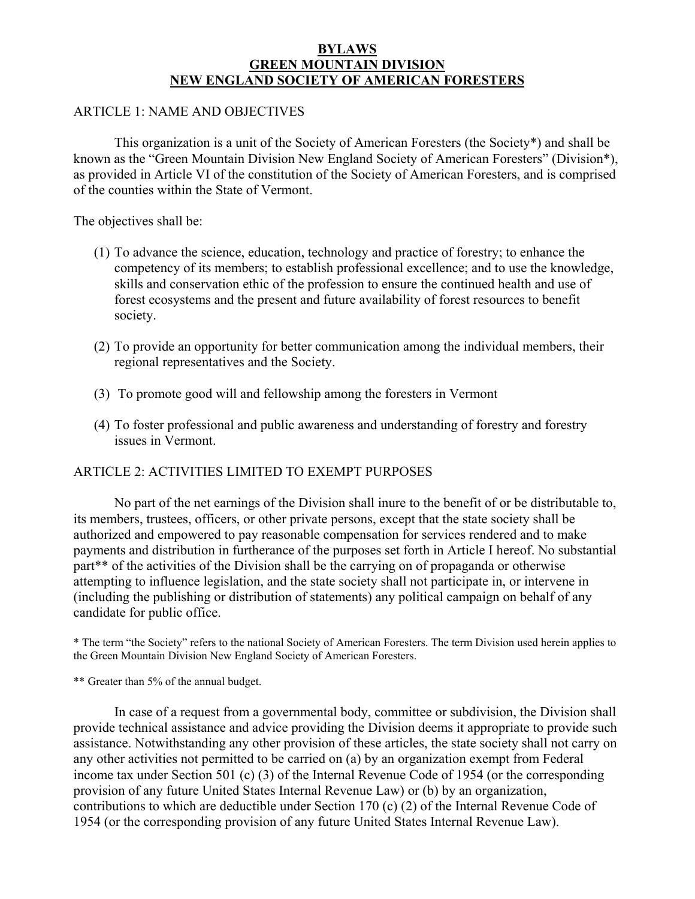# BYLAWS
# GREEN MOUNTAIN DIVISION
# NEW ENGLAND SOCIETY OF AMERICAN FORESTERS

## ARTICLE 1: NAME AND OBJECTIVES

This organization is a unit of the Society of American Foresters (the Society*) and shall be known as the "Green Mountain Division New England Society of American Foresters" (Division*), as provided in Article VI of the constitution of the Society of American Foresters, and is comprised of the counties within the State of Vermont.

The objectives shall be:

(1) To advance the science, education, technology and practice of forestry; to enhance the competency of its members; to establish professional excellence; and to use the knowledge, skills and conservation ethic of the profession to ensure the continued health and use of forest ecosystems and the present and future availability of forest resources to benefit society.

(2) To provide an opportunity for better communication among the individual members, their regional representatives and the Society.

(3) To promote good will and fellowship among the foresters in Vermont

(4) To foster professional and public awareness and understanding of forestry and forestry issues in Vermont.

## ARTICLE 2: ACTIVITIES LIMITED TO EXEMPT PURPOSES

No part of the net earnings of the Division shall inure to the benefit of or be distributable to, its members, trustees, officers, or other private persons, except that the state society shall be authorized and empowered to pay reasonable compensation for services rendered and to make payments and distribution in furtherance of the purposes set forth in Article I hereof. No substantial part** of the activities of the Division shall be the carrying on of propaganda or otherwise attempting to influence legislation, and the state society shall not participate in, or intervene in (including the publishing or distribution of statements) any political campaign on behalf of any candidate for public office.

\* The term "the Society" refers to the national Society of American Foresters. The term Division used herein applies to the Green Mountain Division New England Society of American Foresters.

\** Greater than 5% of the annual budget.

In case of a request from a governmental body, committee or subdivision, the Division shall provide technical assistance and advice providing the Division deems it appropriate to provide such assistance. Notwithstanding any other provision of these articles, the state society shall not carry on any other activities not permitted to be carried on (a) by an organization exempt from Federal income tax under Section 501 (c) (3) of the Internal Revenue Code of 1954 (or the corresponding provision of any future United States Internal Revenue Law) or (b) by an organization, contributions to which are deductible under Section 170 (c) (2) of the Internal Revenue Code of 1954 (or the corresponding provision of any future United States Internal Revenue Law).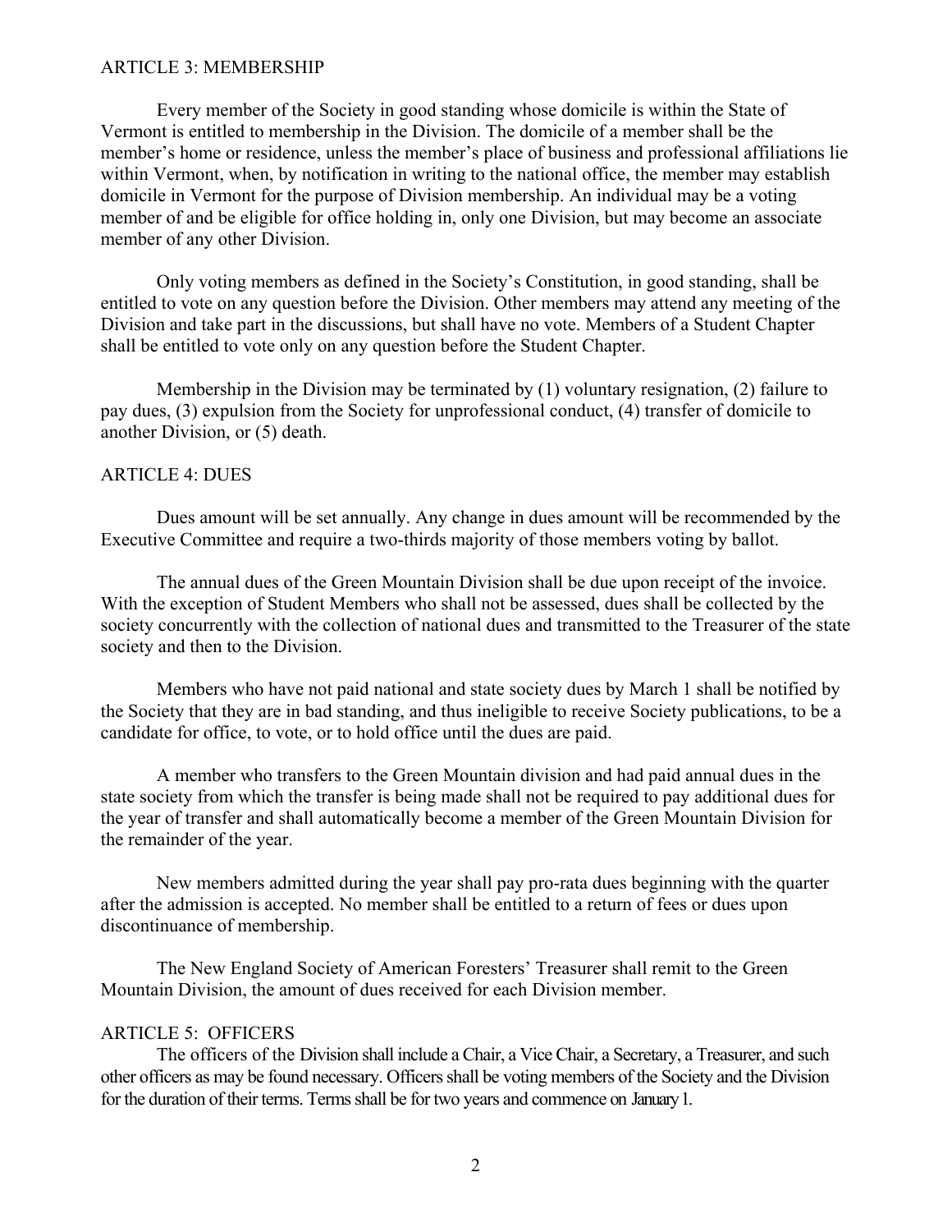## ARTICLE 3: MEMBERSHIP

Every member of the Society in good standing whose domicile is within the State of Vermont is entitled to membership in the Division. The domicile of a member shall be the member's home or residence, unless the member's place of business and professional affiliations lie within Vermont, when, by notification in writing to the national office, the member may establish domicile in Vermont for the purpose of Division membership. An individual may be a voting member of and be eligible for office holding in, only one Division, but may become an associate member of any other Division.

Only voting members as defined in the Society's Constitution, in good standing, shall be entitled to vote on any question before the Division. Other members may attend any meeting of the Division and take part in the discussions, but shall have no vote. Members of a Student Chapter shall be entitled to vote only on any question before the Student Chapter.

Membership in the Division may be terminated by (1) voluntary resignation, (2) failure to pay dues, (3) expulsion from the Society for unprofessional conduct, (4) transfer of domicile to another Division, or (5) death.

## ARTICLE 4: DUES

Dues amount will be set annually. Any change in dues amount will be recommended by the Executive Committee and require a two-thirds majority of those members voting by ballot.

The annual dues of the Green Mountain Division shall be due upon receipt of the invoice. With the exception of Student Members who shall not be assessed, dues shall be collected by the society concurrently with the collection of national dues and transmitted to the Treasurer of the state society and then to the Division.

Members who have not paid national and state society dues by March 1 shall be notified by the Society that they are in bad standing, and thus ineligible to receive Society publications, to be a candidate for office, to vote, or to hold office until the dues are paid.

A member who transfers to the Green Mountain division and had paid annual dues in the state society from which the transfer is being made shall not be required to pay additional dues for the year of transfer and shall automatically become a member of the Green Mountain Division for the remainder of the year.

New members admitted during the year shall pay pro-rata dues beginning with the quarter after the admission is accepted. No member shall be entitled to a return of fees or dues upon discontinuance of membership.

The New England Society of American Foresters' Treasurer shall remit to the Green Mountain Division, the amount of dues received for each Division member.

## ARTICLE 5: OFFICERS

The officers of the Division shall include a Chair, a Vice Chair, a Secretary, a Treasurer, and such other officers as may be found necessary. Officers shall be voting members of the Society and the Division for the duration of their terms. Terms shall be for two years and commence on January 1.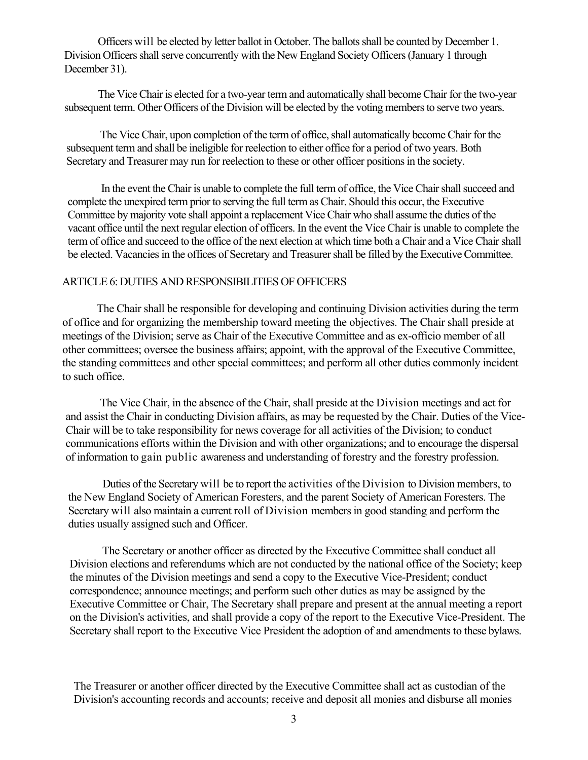Officers will be elected by letter ballot in October. The ballots shall be counted by December 1. Division Officers shall serve concurrently with the New England Society Officers (January 1 through December 31).

The Vice Chair is elected for a two-year term and automatically shall become Chair for the two-year subsequent term. Other Officers of the Division will be elected by the voting members to serve two years.

The Vice Chair, upon completion of the term of office, shall automatically become Chair for the subsequent term and shall be ineligible for reelection to either office for a period of two years. Both Secretary and Treasurer may run for reelection to these or other officer positions in the society.

In the event the Chair is unable to complete the full term of office, the Vice Chair shall succeed and complete the unexpired term prior to serving the full term as Chair. Should this occur, the Executive Committee by majority vote shall appoint a replacement Vice Chair who shall assume the duties of the vacant office until the next regular election of officers. In the event the Vice Chair is unable to complete the term of office and succeed to the office of the next election at which time both a Chair and a Vice Chair shall be elected. Vacancies in the offices of Secretary and Treasurer shall be filled by the Executive Committee.

## ARTICLE 6: DUTIES AND RESPONSIBILITIES OF OFFICERS

The Chair shall be responsible for developing and continuing Division activities during the term of office and for organizing the membership toward meeting the objectives. The Chair shall preside at meetings of the Division; serve as Chair of the Executive Committee and as ex-officio member of all other committees; oversee the business affairs; appoint, with the approval of the Executive Committee, the standing committees and other special committees; and perform all other duties commonly incident to such office.

The Vice Chair, in the absence of the Chair, shall preside at the Division meetings and act for and assist the Chair in conducting Division affairs, as may be requested by the Chair. Duties of the Vice-Chair will be to take responsibility for news coverage for all activities of the Division; to conduct communications efforts within the Division and with other organizations; and to encourage the dispersal of information to gain public awareness and understanding of forestry and the forestry profession.

Duties of the Secretary will be to report the activities of the Division to Division members, to the New England Society of American Foresters, and the parent Society of American Foresters. The Secretary will also maintain a current roll of Division members in good standing and perform the duties usually assigned such and Officer.

The Secretary or another officer as directed by the Executive Committee shall conduct all Division elections and referendums which are not conducted by the national office of the Society; keep the minutes of the Division meetings and send a copy to the Executive Vice-President; conduct correspondence; announce meetings; and perform such other duties as may be assigned by the Executive Committee or Chair, The Secretary shall prepare and present at the annual meeting a report on the Division's activities, and shall provide a copy of the report to the Executive Vice-President. The Secretary shall report to the Executive Vice President the adoption of and amendments to these bylaws.

The Treasurer or another officer directed by the Executive Committee shall act as custodian of the Division's accounting records and accounts; receive and deposit all monies and disburse all monies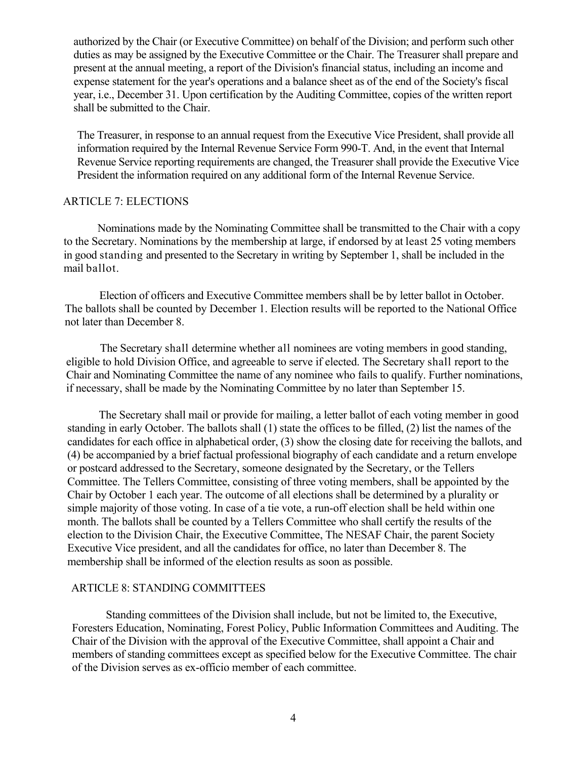authorized by the Chair (or Executive Committee) on behalf of the Division; and perform such other duties as may be assigned by the Executive Committee or the Chair. The Treasurer shall prepare and present at the annual meeting, a report of the Division's financial status, including an income and expense statement for the year's operations and a balance sheet as of the end of the Society's fiscal year, i.e., December 31. Upon certification by the Auditing Committee, copies of the written report shall be submitted to the Chair.

The Treasurer, in response to an annual request from the Executive Vice President, shall provide all information required by the Internal Revenue Service Form 990-T. And, in the event that Internal Revenue Service reporting requirements are changed, the Treasurer shall provide the Executive Vice President the information required on any additional form of the Internal Revenue Service.

## ARTICLE 7: ELECTIONS

Nominations made by the Nominating Committee shall be transmitted to the Chair with a copy to the Secretary. Nominations by the membership at large, if endorsed by at least 25 voting members in good standing and presented to the Secretary in writing by September 1, shall be included in the mail ballot.

Election of officers and Executive Committee members shall be by letter ballot in October. The ballots shall be counted by December 1. Election results will be reported to the National Office not later than December 8.

The Secretary shall determine whether all nominees are voting members in good standing, eligible to hold Division Office, and agreeable to serve if elected. The Secretary shall report to the Chair and Nominating Committee the name of any nominee who fails to qualify. Further nominations, if necessary, shall be made by the Nominating Committee by no later than September 15.

The Secretary shall mail or provide for mailing, a letter ballot of each voting member in good standing in early October. The ballots shall (1) state the offices to be filled, (2) list the names of the candidates for each office in alphabetical order, (3) show the closing date for receiving the ballots, and (4) be accompanied by a brief factual professional biography of each candidate and a return envelope or postcard addressed to the Secretary, someone designated by the Secretary, or the Tellers Committee. The Tellers Committee, consisting of three voting members, shall be appointed by the Chair by October 1 each year. The outcome of all elections shall be determined by a plurality or simple majority of those voting. In case of a tie vote, a run-off election shall be held within one month. The ballots shall be counted by a Tellers Committee who shall certify the results of the election to the Division Chair, the Executive Committee, The NESAF Chair, the parent Society Executive Vice president, and all the candidates for office, no later than December 8. The membership shall be informed of the election results as soon as possible.

## ARTICLE 8: STANDING COMMITTEES

Standing committees of the Division shall include, but not be limited to, the Executive, Foresters Education, Nominating, Forest Policy, Public Information Committees and Auditing. The Chair of the Division with the approval of the Executive Committee, shall appoint a Chair and members of standing committees except as specified below for the Executive Committee. The chair of the Division serves as ex-officio member of each committee.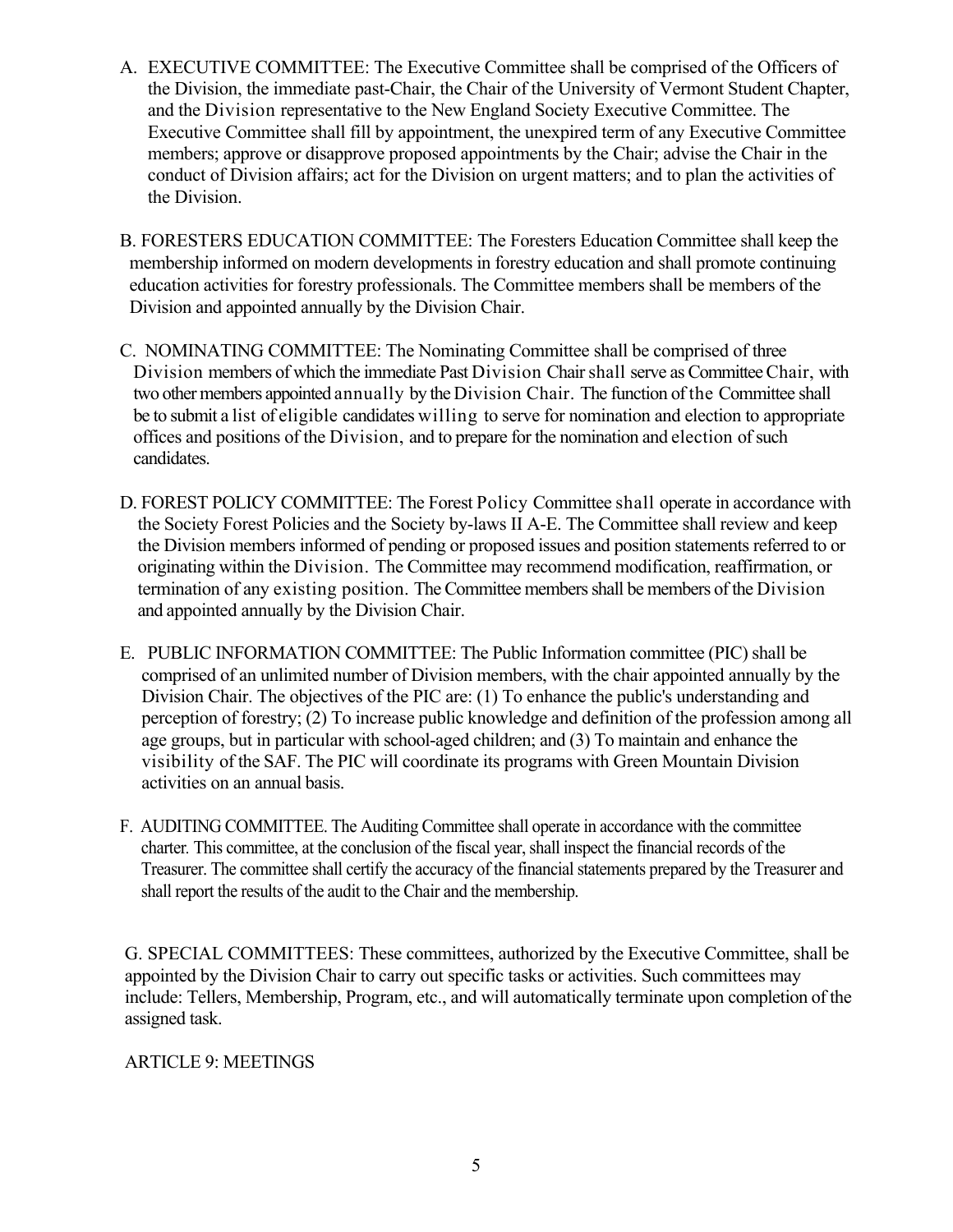A. EXECUTIVE COMMITTEE: The Executive Committee shall be comprised of the Officers of the Division, the immediate past-Chair, the Chair of the University of Vermont Student Chapter, and the Division representative to the New England Society Executive Committee. The Executive Committee shall fill by appointment, the unexpired term of any Executive Committee members; approve or disapprove proposed appointments by the Chair; advise the Chair in the conduct of Division affairs; act for the Division on urgent matters; and to plan the activities of the Division.

B. FORESTERS EDUCATION COMMITTEE: The Foresters Education Committee shall keep the membership informed on modern developments in forestry education and shall promote continuing education activities for forestry professionals. The Committee members shall be members of the Division and appointed annually by the Division Chair.

C. NOMINATING COMMITTEE: The Nominating Committee shall be comprised of three Division members of which the immediate Past Division Chair shall serve as Committee Chair, with two other members appointed annually by the Division Chair. The function of the Committee shall be to submit a list of eligible candidates willing to serve for nomination and election to appropriate offices and positions of the Division, and to prepare for the nomination and election of such candidates.

D. FOREST POLICY COMMITTEE: The Forest Policy Committee shall operate in accordance with the Society Forest Policies and the Society by-laws II A-E. The Committee shall review and keep the Division members informed of pending or proposed issues and position statements referred to or originating within the Division. The Committee may recommend modification, reaffirmation, or termination of any existing position. The Committee members shall be members of the Division and appointed annually by the Division Chair.

E. PUBLIC INFORMATION COMMITTEE: The Public Information committee (PIC) shall be comprised of an unlimited number of Division members, with the chair appointed annually by the Division Chair. The objectives of the PIC are: (1) To enhance the public's understanding and perception of forestry; (2) To increase public knowledge and definition of the profession among all age groups, but in particular with school-aged children; and (3) To maintain and enhance the visibility of the SAF. The PIC will coordinate its programs with Green Mountain Division activities on an annual basis.

F. AUDITING COMMITTEE. The Auditing Committee shall operate in accordance with the committee charter. This committee, at the conclusion of the fiscal year, shall inspect the financial records of the Treasurer. The committee shall certify the accuracy of the financial statements prepared by the Treasurer and shall report the results of the audit to the Chair and the membership.

G. SPECIAL COMMITTEES: These committees, authorized by the Executive Committee, shall be appointed by the Division Chair to carry out specific tasks or activities. Such committees may include: Tellers, Membership, Program, etc., and will automatically terminate upon completion of the assigned task.

ARTICLE 9: MEETINGS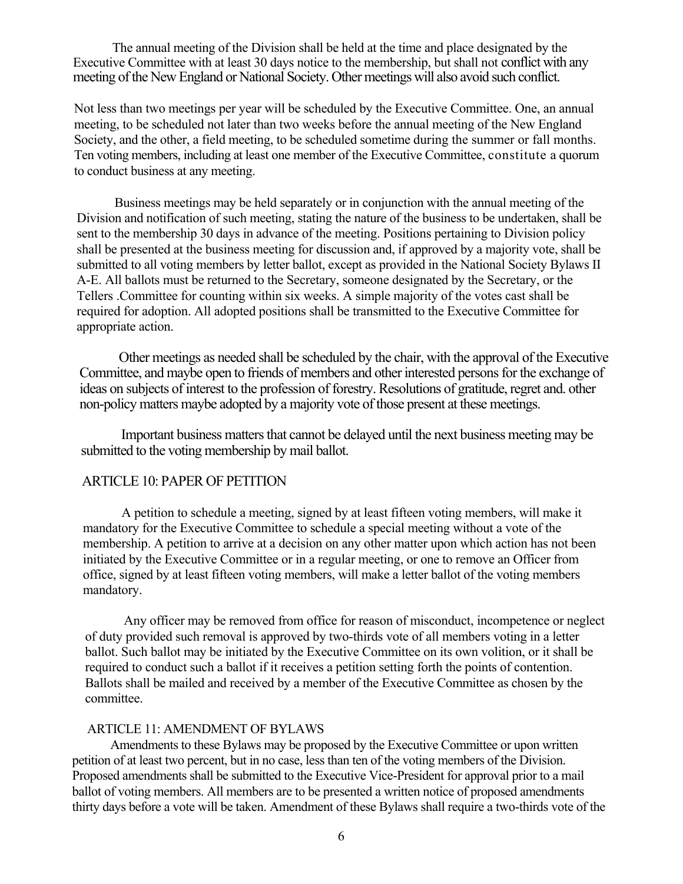The annual meeting of the Division shall be held at the time and place designated by the Executive Committee with at least 30 days notice to the membership, but shall not conflict with any meeting of the New England or National Society. Other meetings will also avoid such conflict.

Not less than two meetings per year will be scheduled by the Executive Committee. One, an annual meeting, to be scheduled not later than two weeks before the annual meeting of the New England Society, and the other, a field meeting, to be scheduled sometime during the summer or fall months. Ten voting members, including at least one member of the Executive Committee, constitute a quorum to conduct business at any meeting.

Business meetings may be held separately or in conjunction with the annual meeting of the Division and notification of such meeting, stating the nature of the business to be undertaken, shall be sent to the membership 30 days in advance of the meeting. Positions pertaining to Division policy shall be presented at the business meeting for discussion and, if approved by a majority vote, shall be submitted to all voting members by letter ballot, except as provided in the National Society Bylaws II A-E. All ballots must be returned to the Secretary, someone designated by the Secretary, or the Tellers .Committee for counting within six weeks. A simple majority of the votes cast shall be required for adoption. All adopted positions shall be transmitted to the Executive Committee for appropriate action.

Other meetings as needed shall be scheduled by the chair, with the approval of the Executive Committee, and maybe open to friends of members and other interested persons for the exchange of ideas on subjects of interest to the profession of forestry. Resolutions of gratitude, regret and. other non-policy matters maybe adopted by a majority vote of those present at these meetings.

Important business matters that cannot be delayed until the next business meeting may be submitted to the voting membership by mail ballot.

## ARTICLE 10: PAPER OF PETITION

A petition to schedule a meeting, signed by at least fifteen voting members, will make it mandatory for the Executive Committee to schedule a special meeting without a vote of the membership. A petition to arrive at a decision on any other matter upon which action has not been initiated by the Executive Committee or in a regular meeting, or one to remove an Officer from office, signed by at least fifteen voting members, will make a letter ballot of the voting members mandatory.

Any officer may be removed from office for reason of misconduct, incompetence or neglect of duty provided such removal is approved by two-thirds vote of all members voting in a letter ballot. Such ballot may be initiated by the Executive Committee on its own volition, or it shall be required to conduct such a ballot if it receives a petition setting forth the points of contention. Ballots shall be mailed and received by a member of the Executive Committee as chosen by the committee.

## ARTICLE 11: AMENDMENT OF BYLAWS

Amendments to these Bylaws may be proposed by the Executive Committee or upon written petition of at least two percent, but in no case, less than ten of the voting members of the Division. Proposed amendments shall be submitted to the Executive Vice-President for approval prior to a mail ballot of voting members. All members are to be presented a written notice of proposed amendments thirty days before a vote will be taken. Amendment of these Bylaws shall require a two-thirds vote of the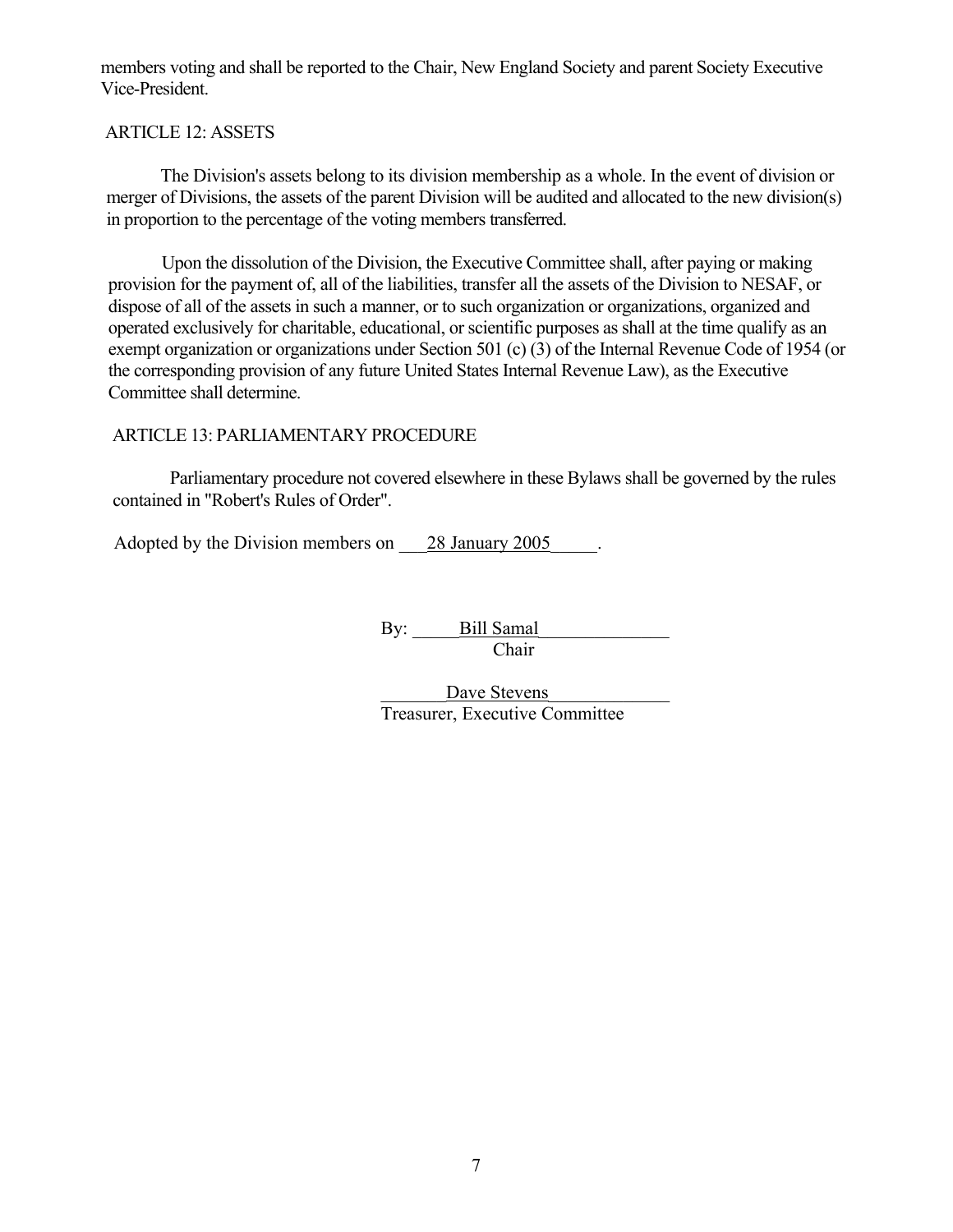members voting and shall be reported to the Chair, New England Society and parent Society Executive Vice-President.

## ARTICLE 12: ASSETS

The Division's assets belong to its division membership as a whole. In the event of division or merger of Divisions, the assets of the parent Division will be audited and allocated to the new division(s) in proportion to the percentage of the voting members transferred.

Upon the dissolution of the Division, the Executive Committee shall, after paying or making provision for the payment of, all of the liabilities, transfer all the assets of the Division to NESAF, or dispose of all of the assets in such a manner, or to such organization or organizations, organized and operated exclusively for charitable, educational, or scientific purposes as shall at the time qualify as an exempt organization or organizations under Section 501 (c) (3) of the Internal Revenue Code of 1954 (or the corresponding provision of any future United States Internal Revenue Law), as the Executive Committee shall determine.

## ARTICLE 13: PARLIAMENTARY PROCEDURE

Parliamentary procedure not covered elsewhere in these Bylaws shall be governed by the rules contained in "Robert's Rules of Order".

Adopted by the Division members on ___28 January 2005_____.

By: _____Bill Samal______________
Chair

_______Dave Stevens_____________
Treasurer, Executive Committee